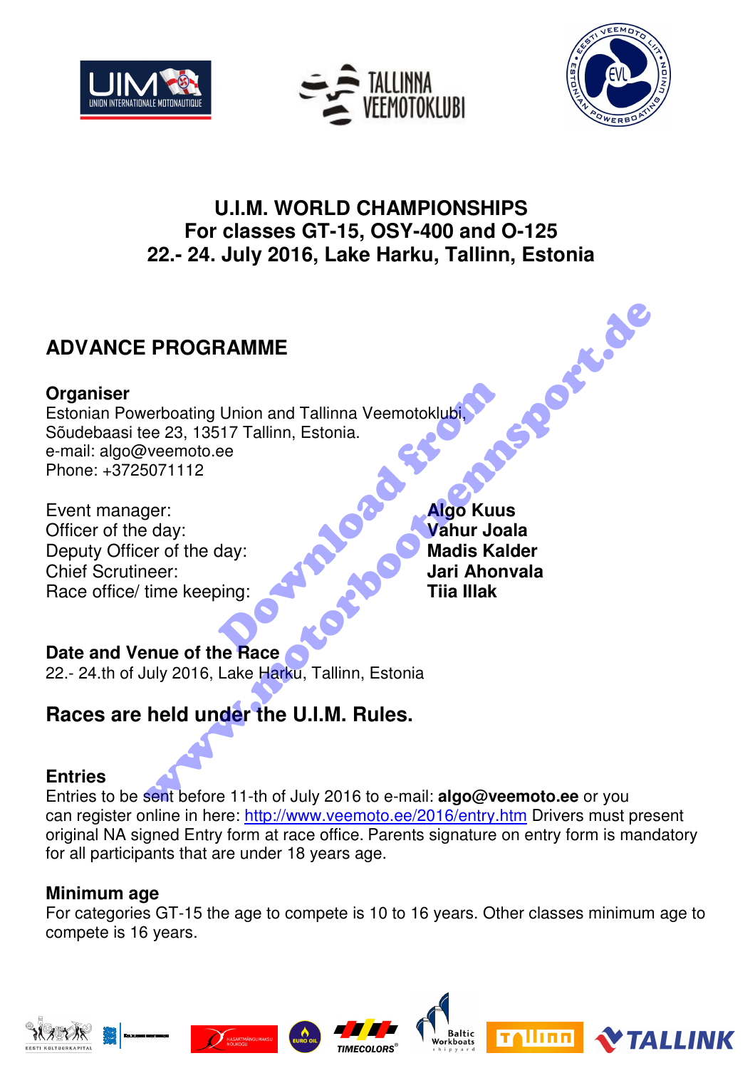# U.I.M. WORLD CHAMPIONSHIPS
# For classes GT-15, OSY-400 and O-125
# 22.- 24. July 2016, Lake Harku, Tallinn, Estonia

## ADVANCE PROGRAMME

### Organiser

Estonian Powerboating Union and Tallinna Veemotoklubi,
Sõudebaasi tee 23, 13517 Tallinn, Estonia.
e-mail: algo@veemoto.ee
Phone: +3725071112

| | |
|---|---|
| Event manager: | **Algo Kuus** |
| Officer of the day: | **Vahur Joala** |
| Deputy Officer of the day: | **Madis Kalder** |
| Chief Scrutineer: | **Jari Ahonvala** |
| Race office/ time keeping: | **Tiia Illak** |

### Date and Venue of the Race

22.- 24.th of July 2016, Lake Harku, Tallinn, Estonia

## Races are held under the U.I.M. Rules.

### Entries

Entries to be sent before 11-th of July 2016 to e-mail: **algo@veemoto.ee** or you can register online in here: http://www.veemoto.ee/2016/entry.htm Drivers must present original NA signed Entry form at race office. Parents signature on entry form is mandatory for all participants that are under 18 years age.

### Minimum age

For categories GT-15 the age to compete is 10 to 16 years. Other classes minimum age to compete is 16 years.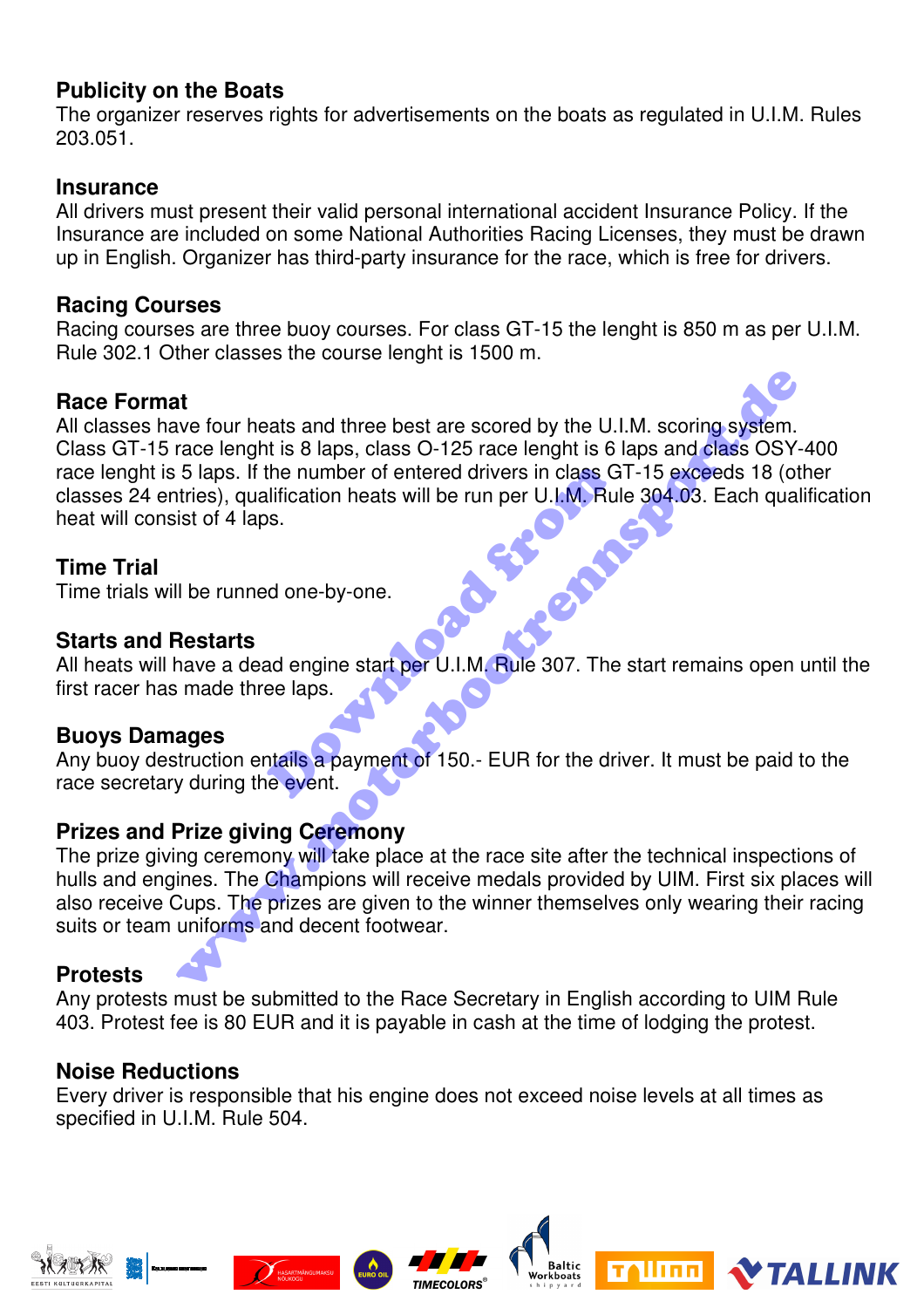## Publicity on the Boats

The organizer reserves rights for advertisements on the boats as regulated in U.I.M. Rules 203.051.

## Insurance

All drivers must present their valid personal international accident Insurance Policy. If the Insurance are included on some National Authorities Racing Licenses, they must be drawn up in English. Organizer has third-party insurance for the race, which is free for drivers.

## Racing Courses

Racing courses are three buoy courses. For class GT-15 the lenght is 850 m as per U.I.M. Rule 302.1 Other classes the course lenght is 1500 m.

## Race Format

All classes have four heats and three best are scored by the U.I.M. scoring system. Class GT-15 race lenght is 8 laps, class O-125 race lenght is 6 laps and class OSY-400 race lenght is 5 laps. If the number of entered drivers in class GT-15 exceeds 18 (other classes 24 entries), qualification heats will be run per U.I.M. Rule 304.03. Each qualification heat will consist of 4 laps.

## Time Trial

Time trials will be runned one-by-one.

## Starts and Restarts

All heats will have a dead engine start per U.I.M. Rule 307. The start remains open until the first racer has made three laps.

## Buoys Damages

Any buoy destruction entails a payment of 150.- EUR for the driver. It must be paid to the race secretary during the event.

## Prizes and Prize giving Ceremony

The prize giving ceremony will take place at the race site after the technical inspections of hulls and engines. The Champions will receive medals provided by UIM. First six places will also receive Cups. The prizes are given to the winner themselves only wearing their racing suits or team uniforms and decent footwear.

## Protests

Any protests must be submitted to the Race Secretary in English according to UIM Rule 403. Protest fee is 80 EUR and it is payable in cash at the time of lodging the protest.

## Noise Reductions

Every driver is responsible that his engine does not exceed noise levels at all times as specified in U.I.M. Rule 504.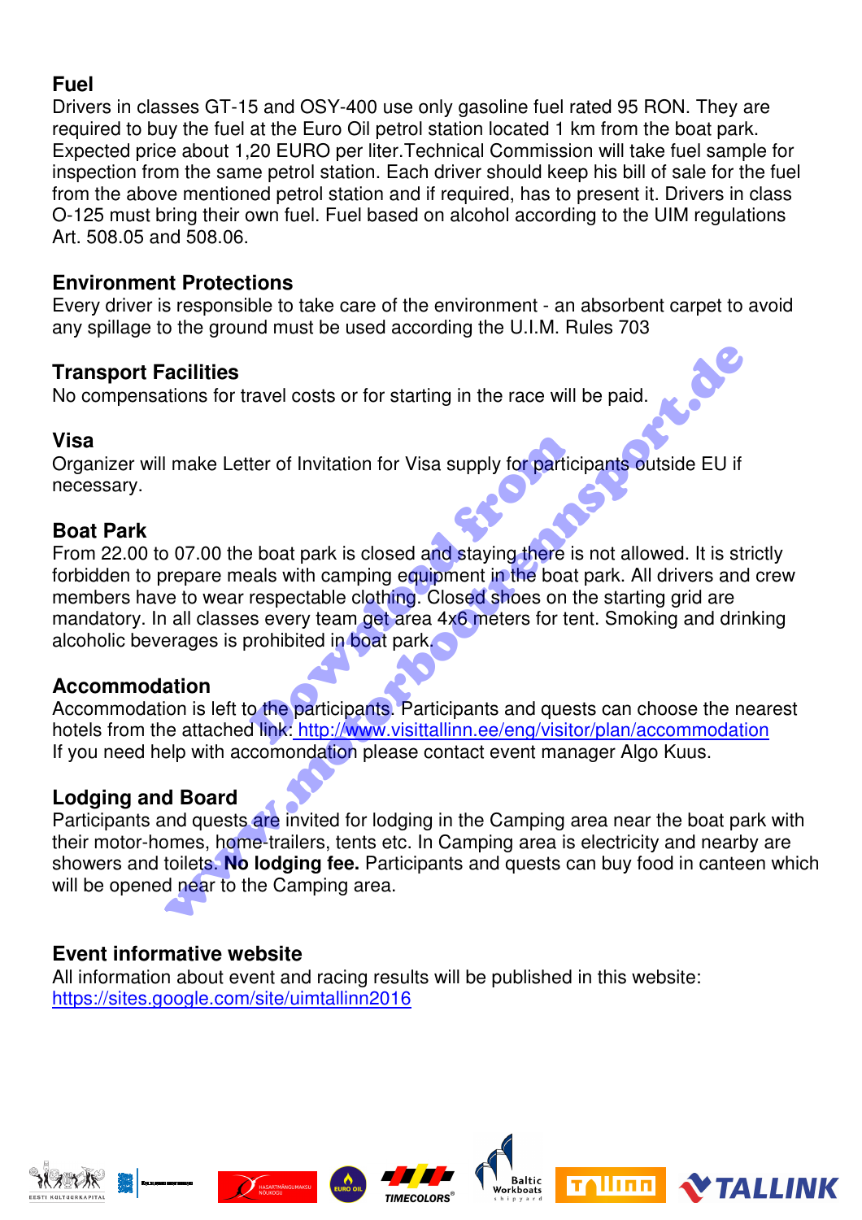## Fuel

Drivers in classes GT-15 and OSY-400 use only gasoline fuel rated 95 RON. They are required to buy the fuel at the Euro Oil petrol station located 1 km from the boat park. Expected price about 1,20 EURO per liter.Technical Commission will take fuel sample for inspection from the same petrol station. Each driver should keep his bill of sale for the fuel from the above mentioned petrol station and if required, has to present it. Drivers in class O-125 must bring their own fuel. Fuel based on alcohol according to the UIM regulations Art. 508.05 and 508.06.

## Environment Protections

Every driver is responsible to take care of the environment - an absorbent carpet to avoid any spillage to the ground must be used according the U.I.M. Rules 703

## Transport Facilities

No compensations for travel costs or for starting in the race will be paid.

## Visa

Organizer will make Letter of Invitation for Visa supply for participants outside EU if necessary.

## Boat Park

From 22.00 to 07.00 the boat park is closed and staying there is not allowed. It is strictly forbidden to prepare meals with camping equipment in the boat park. All drivers and crew members have to wear respectable clothing. Closed shoes on the starting grid are mandatory. In all classes every team get area 4x6 meters for tent. Smoking and drinking alcoholic beverages is prohibited in boat park.

## Accommodation

Accommodation is left to the participants. Participants and quests can choose the nearest hotels from the attached link: http://www.visittallinn.ee/eng/visitor/plan/accommodation
If you need help with accomondation please contact event manager Algo Kuus.

## Lodging and Board

Participants and quests are invited for lodging in the Camping area near the boat park with their motor-homes, home-trailers, tents etc. In Camping area is electricity and nearby are showers and toilets. **No lodging fee.** Participants and quests can buy food in canteen which will be opened near to the Camping area.

## Event informative website

All information about event and racing results will be published in this website:
https://sites.google.com/site/uimtallinn2016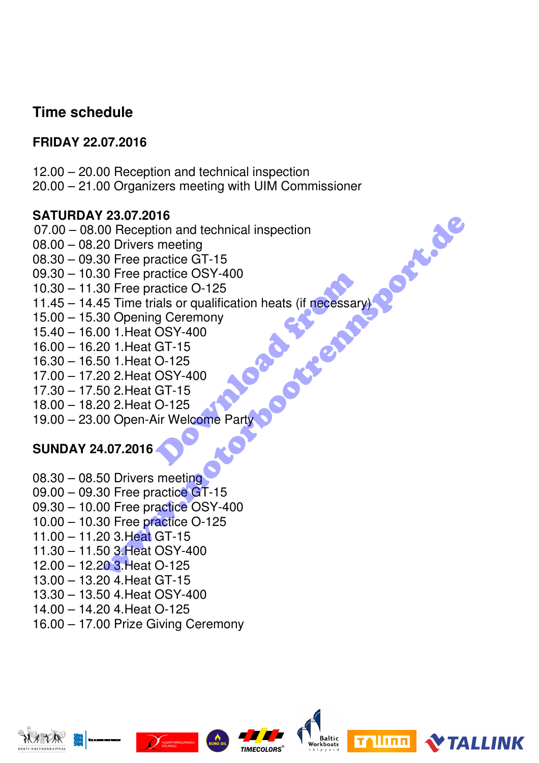## Time schedule

**FRIDAY 22.07.2016**

12.00 – 20.00 Reception and technical inspection
20.00 – 21.00 Organizers meeting with UIM Commissioner

**SATURDAY 23.07.2016**

07.00 – 08.00 Reception and technical inspection
08.00 – 08.20 Drivers meeting
08.30 – 09.30 Free practice GT-15
09.30 – 10.30 Free practice OSY-400
10.30 – 11.30 Free practice O-125
11.45 – 14.45 Time trials or qualification heats (if necessary)
15.00 – 15.30 Opening Ceremony
15.40 – 16.00 1.Heat OSY-400
16.00 – 16.20 1.Heat GT-15
16.30 – 16.50 1.Heat O-125
17.00 – 17.20 2.Heat OSY-400
17.30 – 17.50 2.Heat GT-15
18.00 – 18.20 2.Heat O-125
19.00 – 23.00 Open-Air Welcome Party

**SUNDAY 24.07.2016**

08.30 – 08.50 Drivers meeting
09.00 – 09.30 Free practice GT-15
09.30 – 10.00 Free practice OSY-400
10.00 – 10.30 Free practice O-125
11.00 – 11.20 3.Heat GT-15
11.30 – 11.50 3.Heat OSY-400
12.00 – 12.20 3.Heat O-125
13.00 – 13.20 4.Heat GT-15
13.30 – 13.50 4.Heat OSY-400
14.00 – 14.20 4.Heat O-125
16.00 – 17.00 Prize Giving Ceremony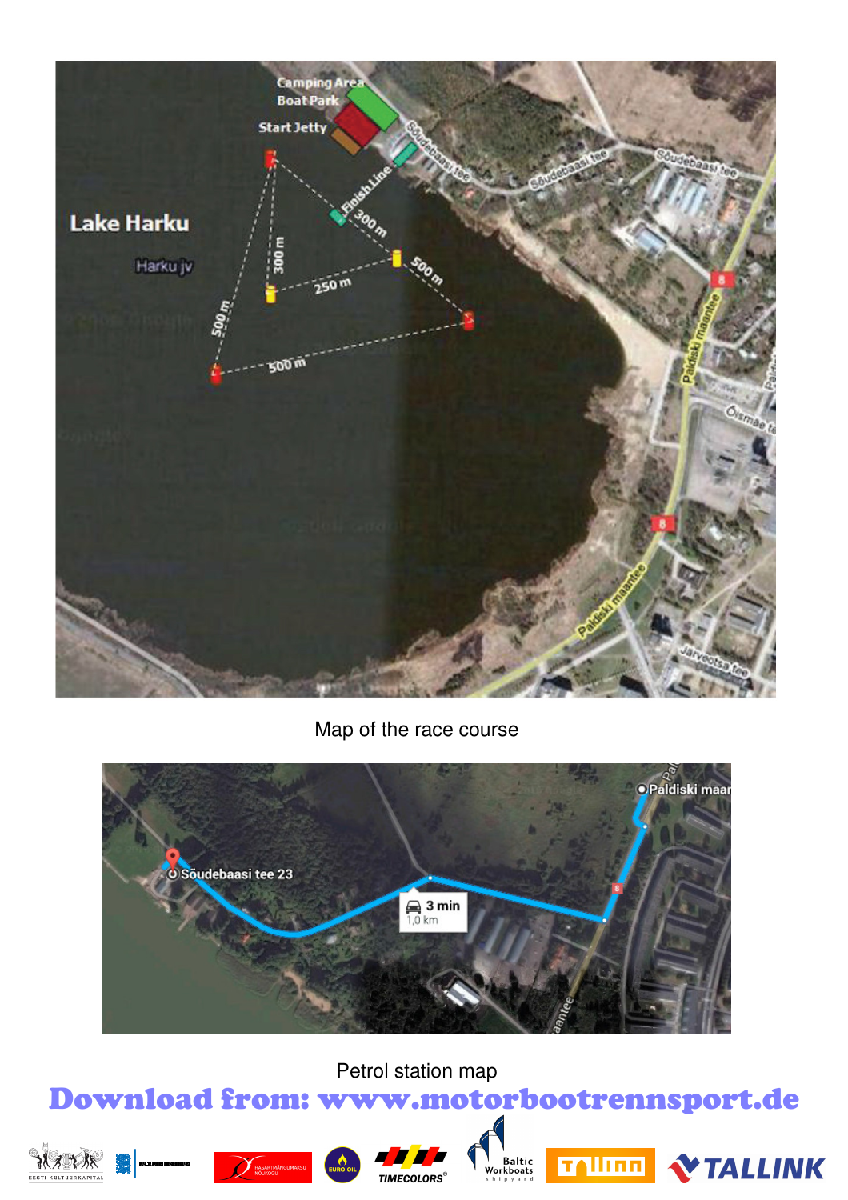Map of the race course

Petrol station map

**Download from: www.motorbootrennsport.de**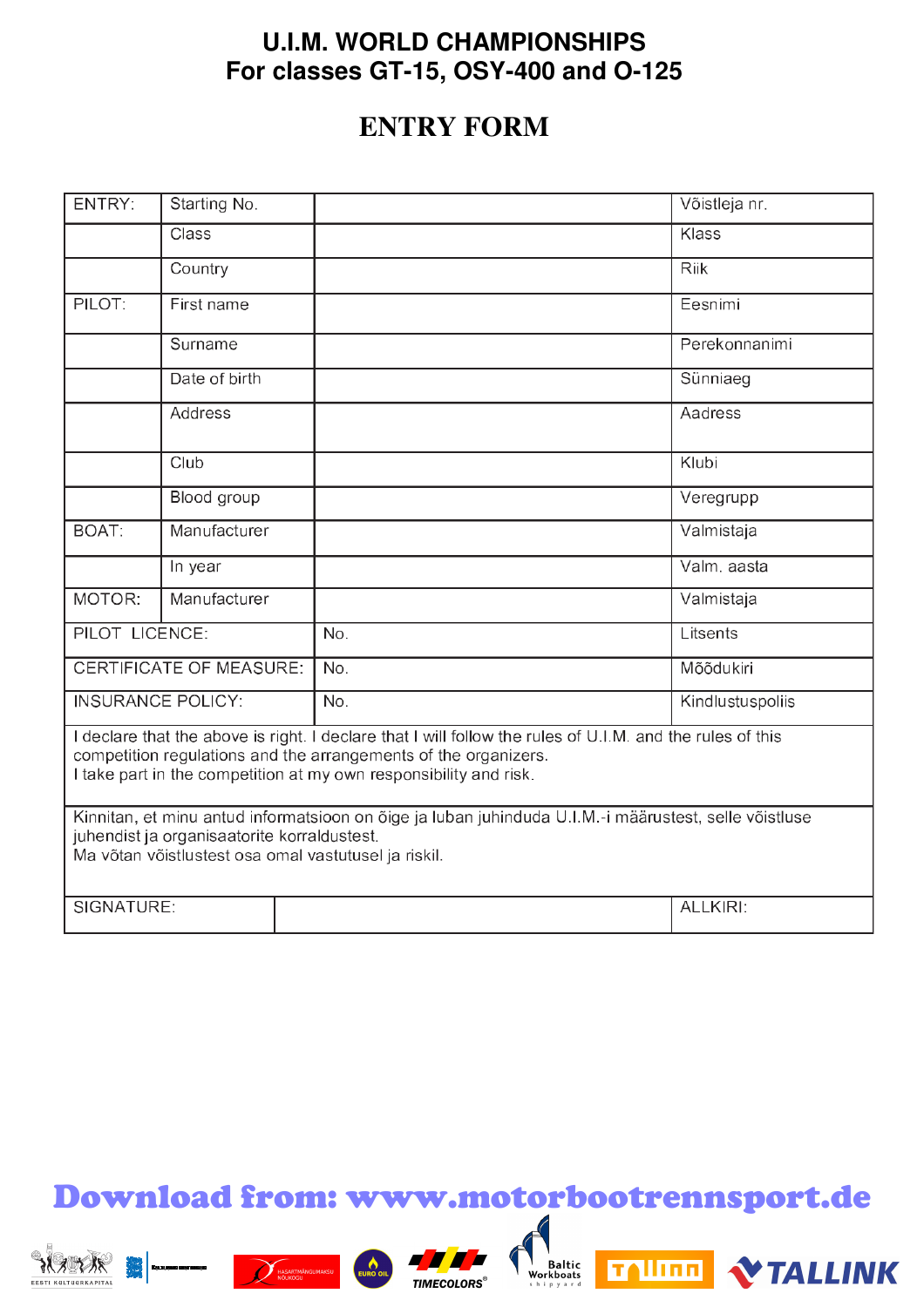# U.I.M. WORLD CHAMPIONSHIPS
# For classes GT-15, OSY-400 and O-125

## ENTRY FORM

| | | | |
|---|---|---|---|
| ENTRY: | Starting No. | | Võistleja nr. |
| | Class | | Klass |
| | Country | | Riik |
| PILOT: | First name | | Eesnimi |
| | Surname | | Perekonnanimi |
| | Date of birth | | Sünniaeg |
| | Address | | Aadress |
| | Club | | Klubi |
| | Blood group | | Veregrupp |
| BOAT: | Manufacturer | | Valmistaja |
| | In year | | Valm. aasta |
| MOTOR: | Manufacturer | | Valmistaja |
| PILOT LICENCE: | | No. | Litsents |
| CERTIFICATE OF MEASURE: | | No. | Mõõdukiri |
| INSURANCE POLICY: | | No. | Kindlustuspoliis |

I declare that the above is right. I declare that I will follow the rules of U.I.M. and the rules of this competition regulations and the arrangements of the organizers.
I take part in the competition at my own responsibility and risk.

Kinnitan, et minu antud informatsioon on õige ja luban juhinduda U.I.M.-i määrustest, selle võistluse juhendist ja organisaatorite korraldustest.
Ma võtan võistlustest osa omal vastutusel ja riskil.

| | | |
|---|---|---|
| SIGNATURE: | | ALLKIRI: |

Download from: www.motorbootrennsport.de